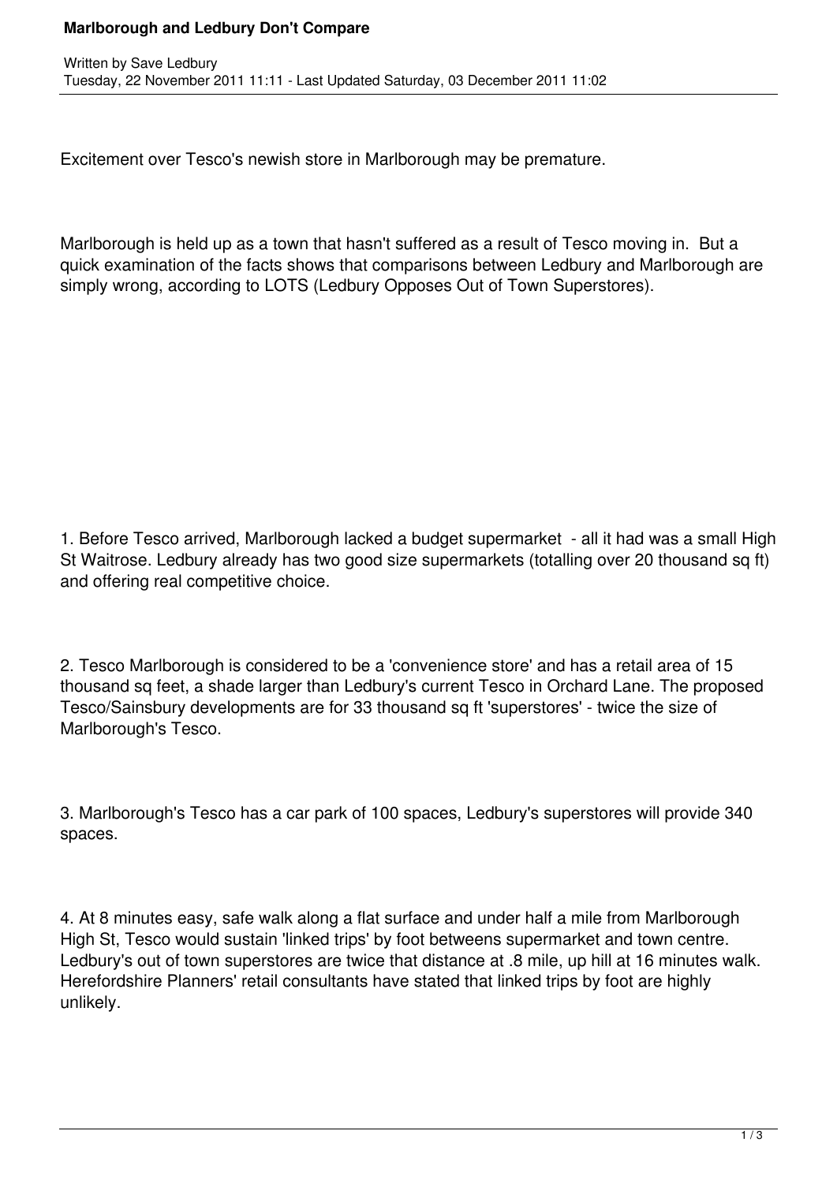# Marlborough and Ledbury Don't Compare

Written by Save Ledbury
Tuesday, 22 November 2011 11:11 - Last Updated Saturday, 03 December 2011 11:02

Excitement over Tesco's newish store in Marlborough may be premature.

Marlborough is held up as a town that hasn't suffered as a result of Tesco moving in. But a quick examination of the facts shows that comparisons between Ledbury and Marlborough are simply wrong, according to LOTS (Ledbury Opposes Out of Town Superstores).

1. Before Tesco arrived, Marlborough lacked a budget supermarket - all it had was a small High St Waitrose. Ledbury already has two good size supermarkets (totalling over 20 thousand sq ft) and offering real competitive choice.

2. Tesco Marlborough is considered to be a 'convenience store' and has a retail area of 15 thousand sq feet, a shade larger than Ledbury's current Tesco in Orchard Lane. The proposed Tesco/Sainsbury developments are for 33 thousand sq ft 'superstores' - twice the size of Marlborough's Tesco.

3. Marlborough's Tesco has a car park of 100 spaces, Ledbury's superstores will provide 340 spaces.

4. At 8 minutes easy, safe walk along a flat surface and under half a mile from Marlborough High St, Tesco would sustain 'linked trips' by foot betweens supermarket and town centre. Ledbury's out of town superstores are twice that distance at .8 mile, up hill at 16 minutes walk. Herefordshire Planners' retail consultants have stated that linked trips by foot are highly unlikely.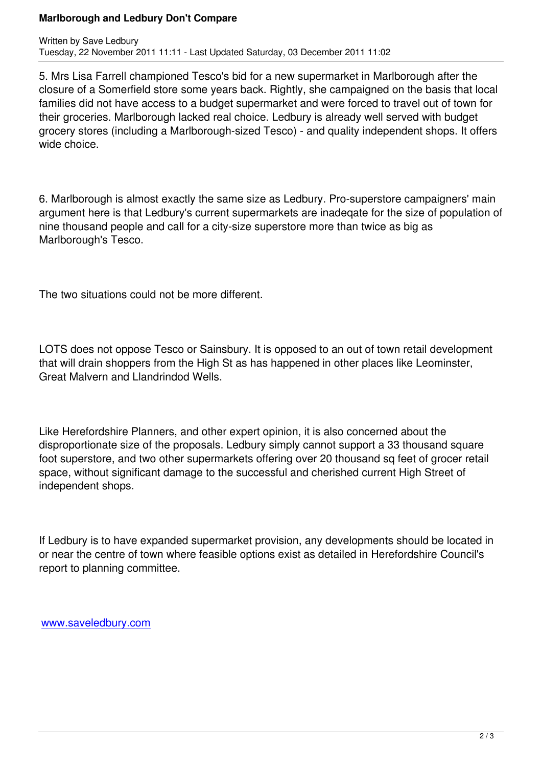5. Mrs Lisa Farrell championed Tesco's bid for a new supermarket in Marlborough after the closure of a Somerfield store some years back. Rightly, she campaigned on the basis that local families did not have access to a budget supermarket and were forced to travel out of town for their groceries. Marlborough lacked real choice. Ledbury is already well served with budget grocery stores (including a Marlborough-sized Tesco) - and quality independent shops. It offers wide choice.

6. Marlborough is almost exactly the same size as Ledbury. Pro-superstore campaigners' main argument here is that Ledbury's current supermarkets are inadeqate for the size of population of nine thousand people and call for a city-size superstore more than twice as big as Marlborough's Tesco.

The two situations could not be more different.

LOTS does not oppose Tesco or Sainsbury. It is opposed to an out of town retail development that will drain shoppers from the High St as has happened in other places like Leominster, Great Malvern and Llandrindod Wells.

Like Herefordshire Planners, and other expert opinion, it is also concerned about the disproportionate size of the proposals. Ledbury simply cannot support a 33 thousand square foot superstore, and two other supermarkets offering over 20 thousand sq feet of grocer retail space, without significant damage to the successful and cherished current High Street of independent shops.

If Ledbury is to have expanded supermarket provision, any developments should be located in or near the centre of town where feasible options exist as detailed in Herefordshire Council's report to planning committee.

www.saveledbury.com